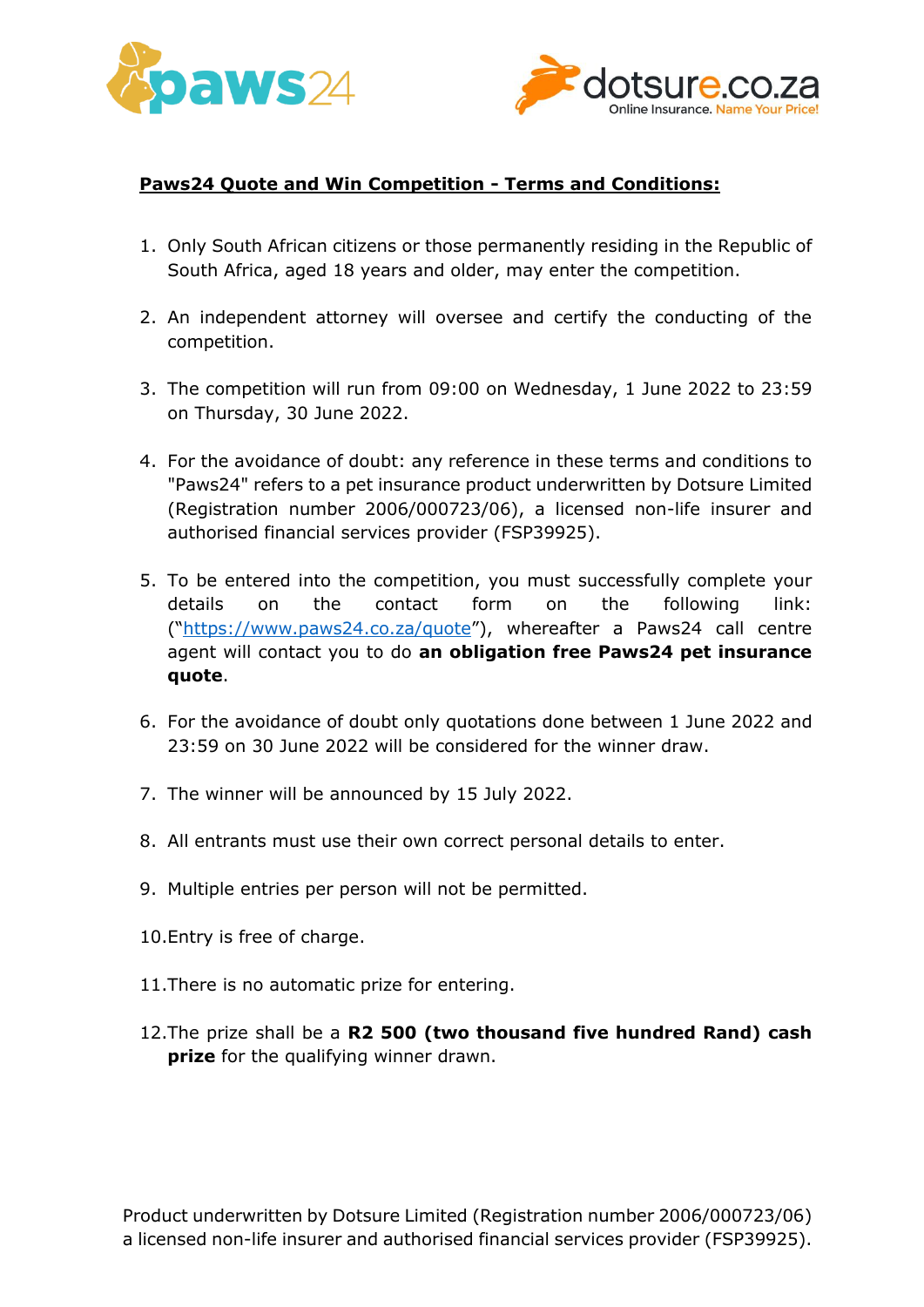**Paws24 Quote and Win Competition - Terms and Conditions:**

1. Only South African citizens or those permanently residing in the Republic of South Africa, aged 18 years and older, may enter the competition.

2. An independent attorney will oversee and certify the conducting of the competition.

3. The competition will run from 09:00 on Wednesday, 1 June 2022 to 23:59 on Thursday, 30 June 2022.

4. For the avoidance of doubt: any reference in these terms and conditions to "Paws24" refers to a pet insurance product underwritten by Dotsure Limited (Registration number 2006/000723/06), a licensed non-life insurer and authorised financial services provider (FSP39925).

5. To be entered into the competition, you must successfully complete your details on the contact form on the following link: ("https://www.paws24.co.za/quote"), whereafter a Paws24 call centre agent will contact you to do **an obligation free Paws24 pet insurance quote**.

6. For the avoidance of doubt only quotations done between 1 June 2022 and 23:59 on 30 June 2022 will be considered for the winner draw.

7. The winner will be announced by 15 July 2022.

8. All entrants must use their own correct personal details to enter.

9. Multiple entries per person will not be permitted.

10. Entry is free of charge.

11. There is no automatic prize for entering.

12. The prize shall be a **R2 500 (two thousand five hundred Rand) cash prize** for the qualifying winner drawn.

Product underwritten by Dotsure Limited (Registration number 2006/000723/06) a licensed non-life insurer and authorised financial services provider (FSP39925).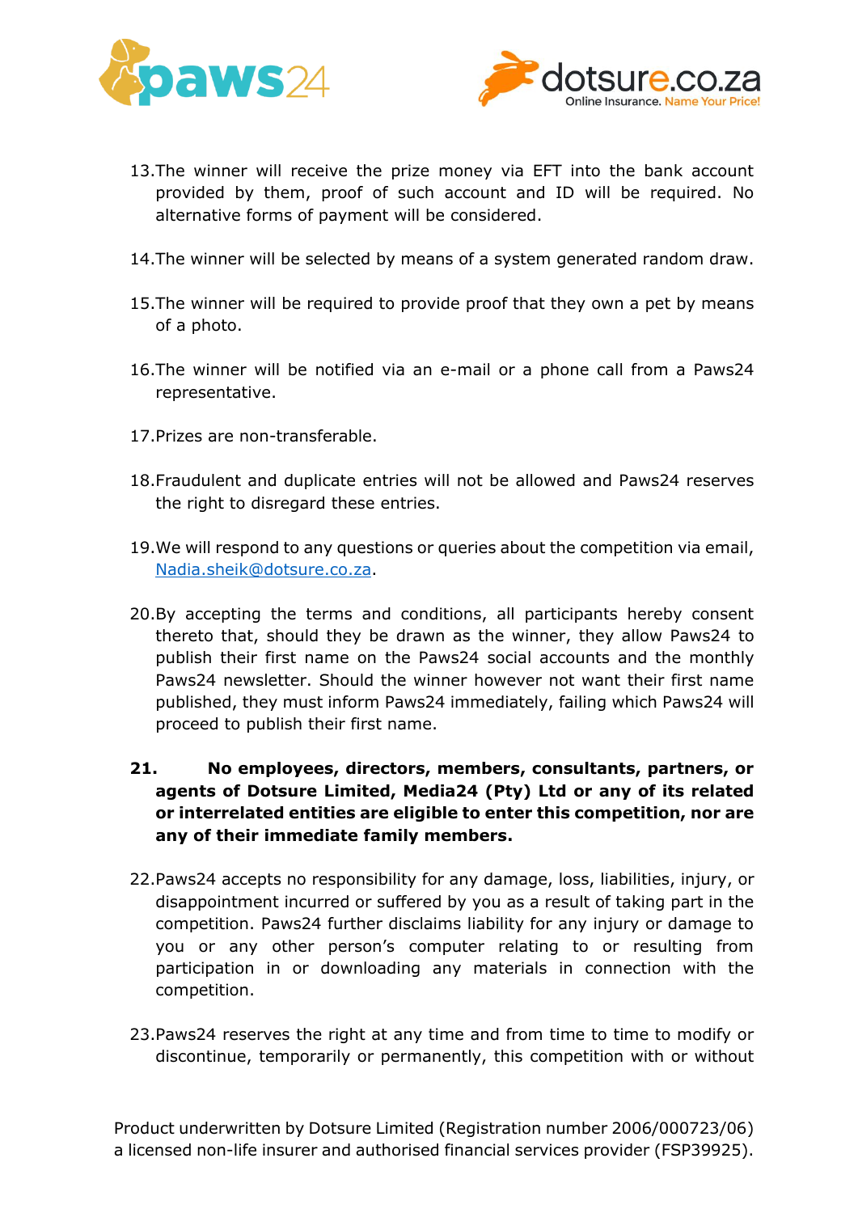13. The winner will receive the prize money via EFT into the bank account provided by them, proof of such account and ID will be required. No alternative forms of payment will be considered.

14. The winner will be selected by means of a system generated random draw.

15. The winner will be required to provide proof that they own a pet by means of a photo.

16. The winner will be notified via an e-mail or a phone call from a Paws24 representative.

17. Prizes are non-transferable.

18. Fraudulent and duplicate entries will not be allowed and Paws24 reserves the right to disregard these entries.

19. We will respond to any questions or queries about the competition via email, [Nadia.sheik@dotsure.co.za](mailto:Nadia.sheik@dotsure.co.za).

20. By accepting the terms and conditions, all participants hereby consent thereto that, should they be drawn as the winner, they allow Paws24 to publish their first name on the Paws24 social accounts and the monthly Paws24 newsletter. Should the winner however not want their first name published, they must inform Paws24 immediately, failing which Paws24 will proceed to publish their first name.

21. **No employees, directors, members, consultants, partners, or agents of Dotsure Limited, Media24 (Pty) Ltd or any of its related or interrelated entities are eligible to enter this competition, nor are any of their immediate family members.**

22. Paws24 accepts no responsibility for any damage, loss, liabilities, injury, or disappointment incurred or suffered by you as a result of taking part in the competition. Paws24 further disclaims liability for any injury or damage to you or any other person's computer relating to or resulting from participation in or downloading any materials in connection with the competition.

23. Paws24 reserves the right at any time and from time to time to modify or discontinue, temporarily or permanently, this competition with or without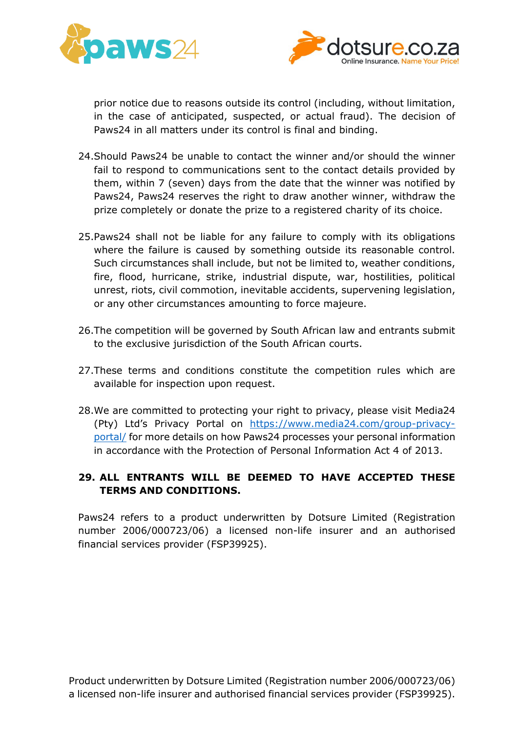prior notice due to reasons outside its control (including, without limitation, in the case of anticipated, suspected, or actual fraud). The decision of Paws24 in all matters under its control is final and binding.

24. Should Paws24 be unable to contact the winner and/or should the winner fail to respond to communications sent to the contact details provided by them, within 7 (seven) days from the date that the winner was notified by Paws24, Paws24 reserves the right to draw another winner, withdraw the prize completely or donate the prize to a registered charity of its choice.

25. Paws24 shall not be liable for any failure to comply with its obligations where the failure is caused by something outside its reasonable control. Such circumstances shall include, but not be limited to, weather conditions, fire, flood, hurricane, strike, industrial dispute, war, hostilities, political unrest, riots, civil commotion, inevitable accidents, supervening legislation, or any other circumstances amounting to force majeure.

26. The competition will be governed by South African law and entrants submit to the exclusive jurisdiction of the South African courts.

27. These terms and conditions constitute the competition rules which are available for inspection upon request.

28. We are committed to protecting your right to privacy, please visit Media24 (Pty) Ltd's Privacy Portal on [https://www.media24.com/group-privacy-portal/](https://www.media24.com/group-privacy-portal/) for more details on how Paws24 processes your personal information in accordance with the Protection of Personal Information Act 4 of 2013.

**29. ALL ENTRANTS WILL BE DEEMED TO HAVE ACCEPTED THESE TERMS AND CONDITIONS.**

Paws24 refers to a product underwritten by Dotsure Limited (Registration number 2006/000723/06) a licensed non-life insurer and an authorised financial services provider (FSP39925).